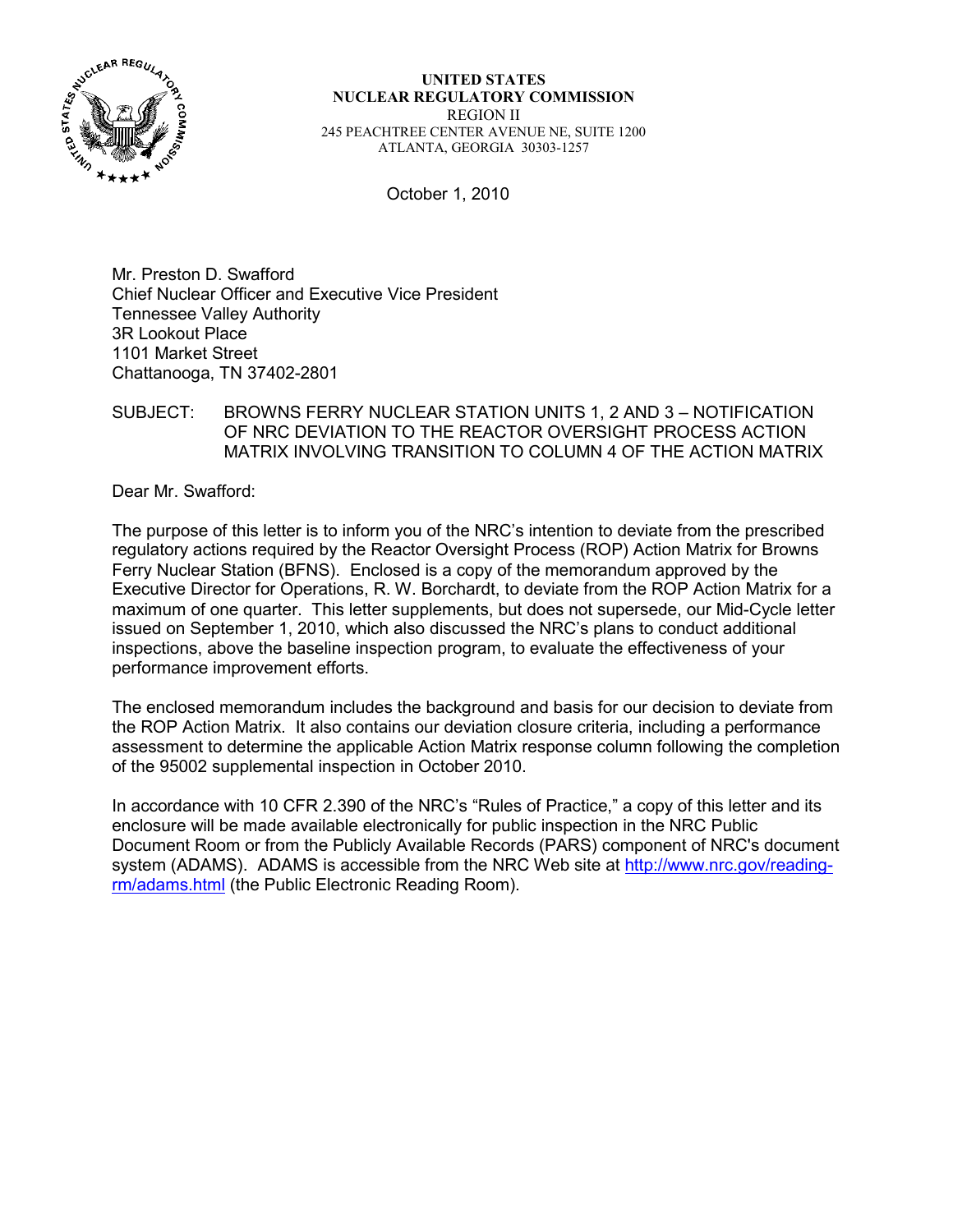**UNITED STATES**
**NUCLEAR REGULATORY COMMISSION**
REGION II
245 PEACHTREE CENTER AVENUE NE, SUITE 1200
ATLANTA, GEORGIA 30303-1257

October 1, 2010

Mr. Preston D. Swafford
Chief Nuclear Officer and Executive Vice President
Tennessee Valley Authority
3R Lookout Place
1101 Market Street
Chattanooga, TN 37402-2801

SUBJECT: BROWNS FERRY NUCLEAR STATION UNITS 1, 2 AND 3 – NOTIFICATION OF NRC DEVIATION TO THE REACTOR OVERSIGHT PROCESS ACTION MATRIX INVOLVING TRANSITION TO COLUMN 4 OF THE ACTION MATRIX

Dear Mr. Swafford:

The purpose of this letter is to inform you of the NRC's intention to deviate from the prescribed regulatory actions required by the Reactor Oversight Process (ROP) Action Matrix for Browns Ferry Nuclear Station (BFNS). Enclosed is a copy of the memorandum approved by the Executive Director for Operations, R. W. Borchardt, to deviate from the ROP Action Matrix for a maximum of one quarter. This letter supplements, but does not supersede, our Mid-Cycle letter issued on September 1, 2010, which also discussed the NRC's plans to conduct additional inspections, above the baseline inspection program, to evaluate the effectiveness of your performance improvement efforts.

The enclosed memorandum includes the background and basis for our decision to deviate from the ROP Action Matrix. It also contains our deviation closure criteria, including a performance assessment to determine the applicable Action Matrix response column following the completion of the 95002 supplemental inspection in October 2010.

In accordance with 10 CFR 2.390 of the NRC's "Rules of Practice," a copy of this letter and its enclosure will be made available electronically for public inspection in the NRC Public Document Room or from the Publicly Available Records (PARS) component of NRC's document system (ADAMS). ADAMS is accessible from the NRC Web site at http://www.nrc.gov/reading-rm/adams.html (the Public Electronic Reading Room).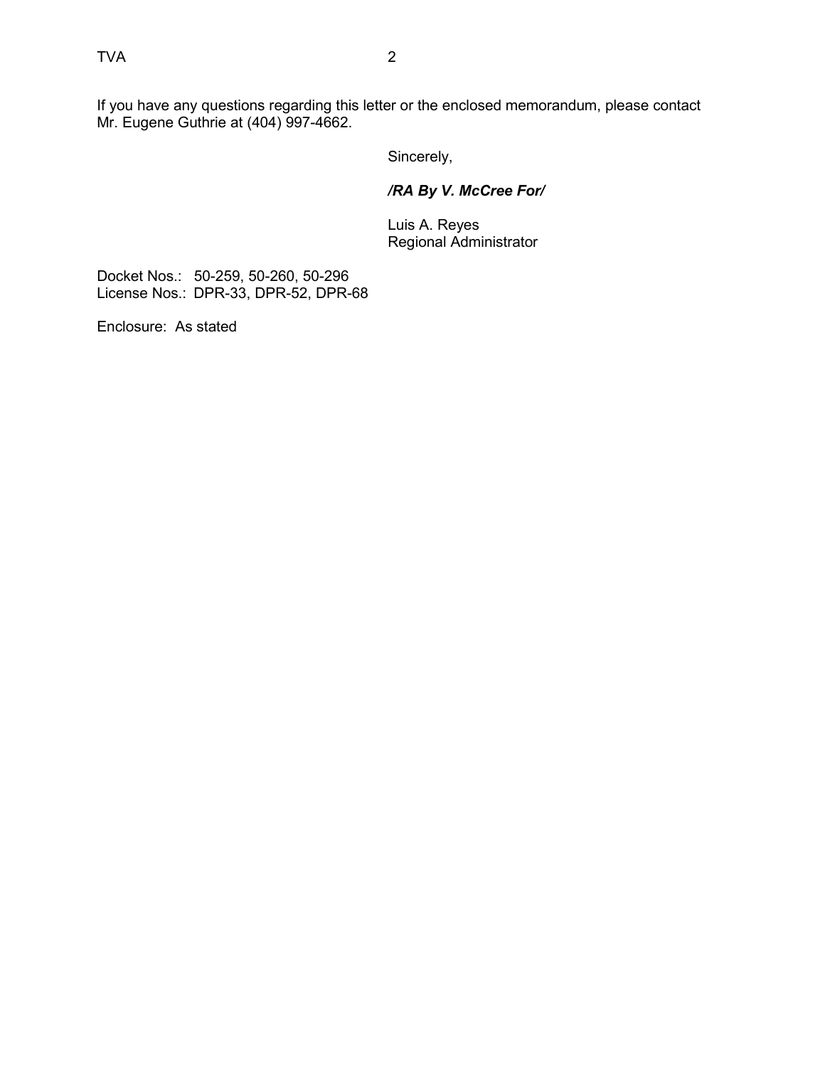If you have any questions regarding this letter or the enclosed memorandum, please contact Mr. Eugene Guthrie at (404) 997-4662.

Sincerely,

***/RA By V. McCree For/***

Luis A. Reyes
Regional Administrator

Docket Nos.: 50-259, 50-260, 50-296
License Nos.: DPR-33, DPR-52, DPR-68

Enclosure: As stated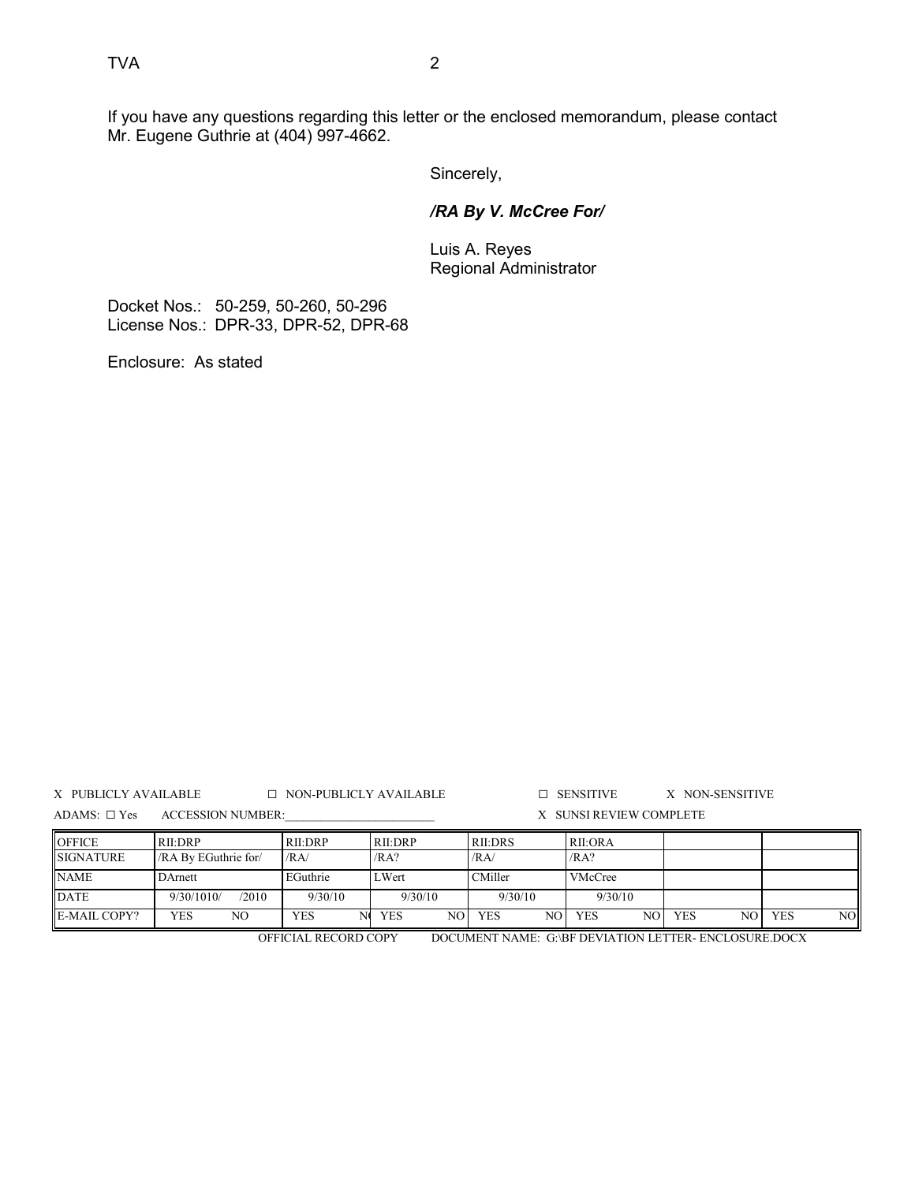If you have any questions regarding this letter or the enclosed memorandum, please contact Mr. Eugene Guthrie at (404) 997-4662.

Sincerely,

***/RA By V. McCree For/***

Luis A. Reyes
Regional Administrator

Docket Nos.: 50-259, 50-260, 50-296
License Nos.: DPR-33, DPR-52, DPR-68

Enclosure: As stated

X PUBLICLY AVAILABLE ☐ NON-PUBLICLY AVAILABLE ☐ SENSITIVE X NON-SENSITIVE

ADAMS: ☐ Yes ACCESSION NUMBER:_________________________ X SUNSI REVIEW COMPLETE

| OFFICE | RII:DRP | RII:DRP | RII:DRP | RII:DRS | RII:ORA | | |
|---|---|---|---|---|---|---|---|
| SIGNATURE | /RA By EGuthrie for/ | /RA/ | /RA? | /RA/ | /RA? | | |
| NAME | DArnett | EGuthrie | LWert | CMiller | VMcCree | | |
| DATE | 9/30/1010/ /2010 | 9/30/10 | 9/30/10 | 9/30/10 | 9/30/10 | | |
| E-MAIL COPY? | YES NO | YES NO | YES NO | YES NO | YES NO | YES NO | YES NO |

OFFICIAL RECORD COPY DOCUMENT NAME: G:\BF DEVIATION LETTER- ENCLOSURE.DOCX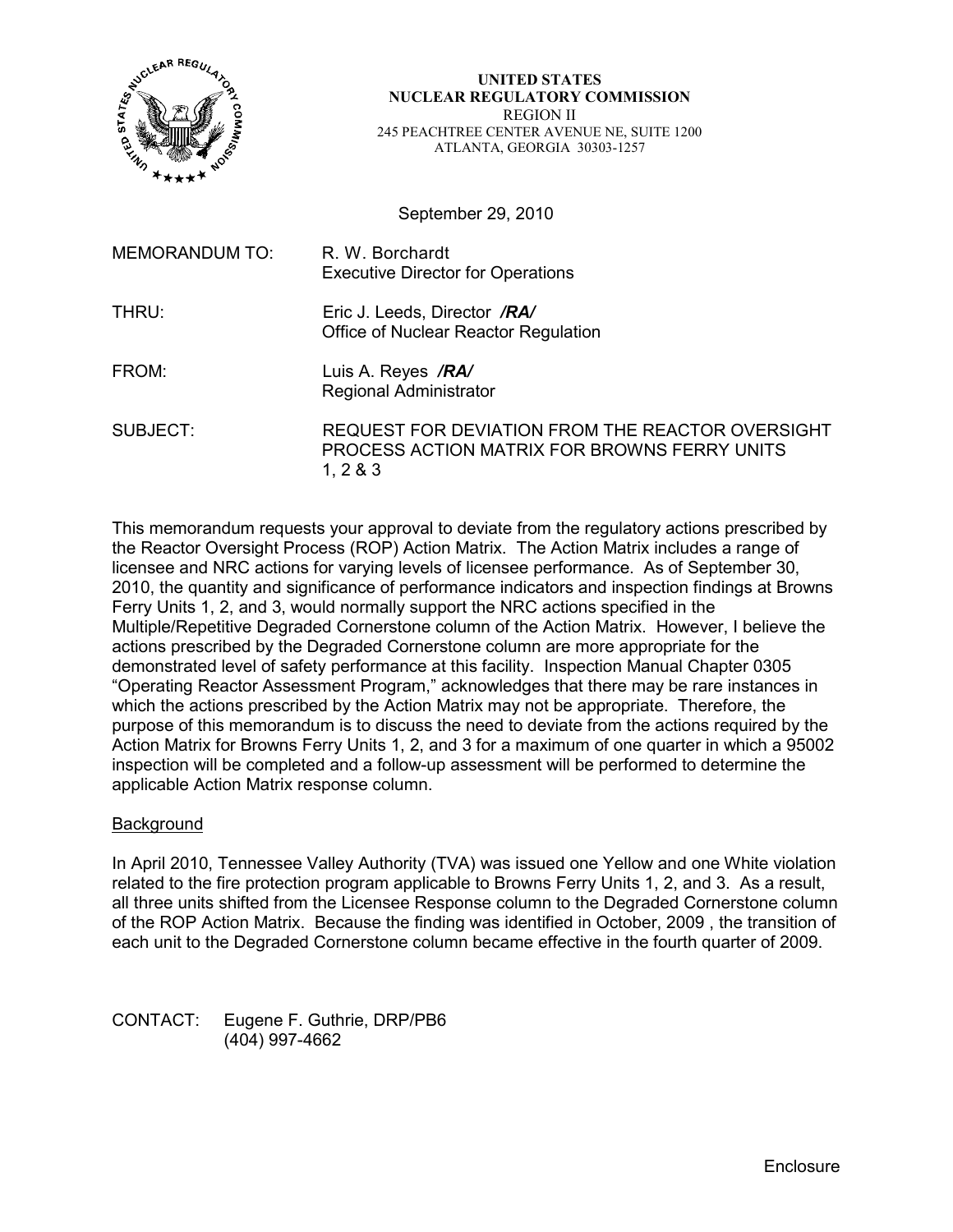**UNITED STATES**
**NUCLEAR REGULATORY COMMISSION**
REGION II
245 PEACHTREE CENTER AVENUE NE, SUITE 1200
ATLANTA, GEORGIA 30303-1257

September 29, 2010

| | |
|---|---|
| MEMORANDUM TO: | R. W. Borchardt<br>Executive Director for Operations |
| THRU: | Eric J. Leeds, Director ***/RA/***<br>Office of Nuclear Reactor Regulation |
| FROM: | Luis A. Reyes ***/RA/***<br>Regional Administrator |
| SUBJECT: | REQUEST FOR DEVIATION FROM THE REACTOR OVERSIGHT PROCESS ACTION MATRIX FOR BROWNS FERRY UNITS 1, 2 & 3 |

This memorandum requests your approval to deviate from the regulatory actions prescribed by the Reactor Oversight Process (ROP) Action Matrix. The Action Matrix includes a range of licensee and NRC actions for varying levels of licensee performance. As of September 30, 2010, the quantity and significance of performance indicators and inspection findings at Browns Ferry Units 1, 2, and 3, would normally support the NRC actions specified in the Multiple/Repetitive Degraded Cornerstone column of the Action Matrix. However, I believe the actions prescribed by the Degraded Cornerstone column are more appropriate for the demonstrated level of safety performance at this facility. Inspection Manual Chapter 0305 "Operating Reactor Assessment Program," acknowledges that there may be rare instances in which the actions prescribed by the Action Matrix may not be appropriate. Therefore, the purpose of this memorandum is to discuss the need to deviate from the actions required by the Action Matrix for Browns Ferry Units 1, 2, and 3 for a maximum of one quarter in which a 95002 inspection will be completed and a follow-up assessment will be performed to determine the applicable Action Matrix response column.

Background

In April 2010, Tennessee Valley Authority (TVA) was issued one Yellow and one White violation related to the fire protection program applicable to Browns Ferry Units 1, 2, and 3. As a result, all three units shifted from the Licensee Response column to the Degraded Cornerstone column of the ROP Action Matrix. Because the finding was identified in October, 2009 , the transition of each unit to the Degraded Cornerstone column became effective in the fourth quarter of 2009.

CONTACT: Eugene F. Guthrie, DRP/PB6
(404) 997-4662

Enclosure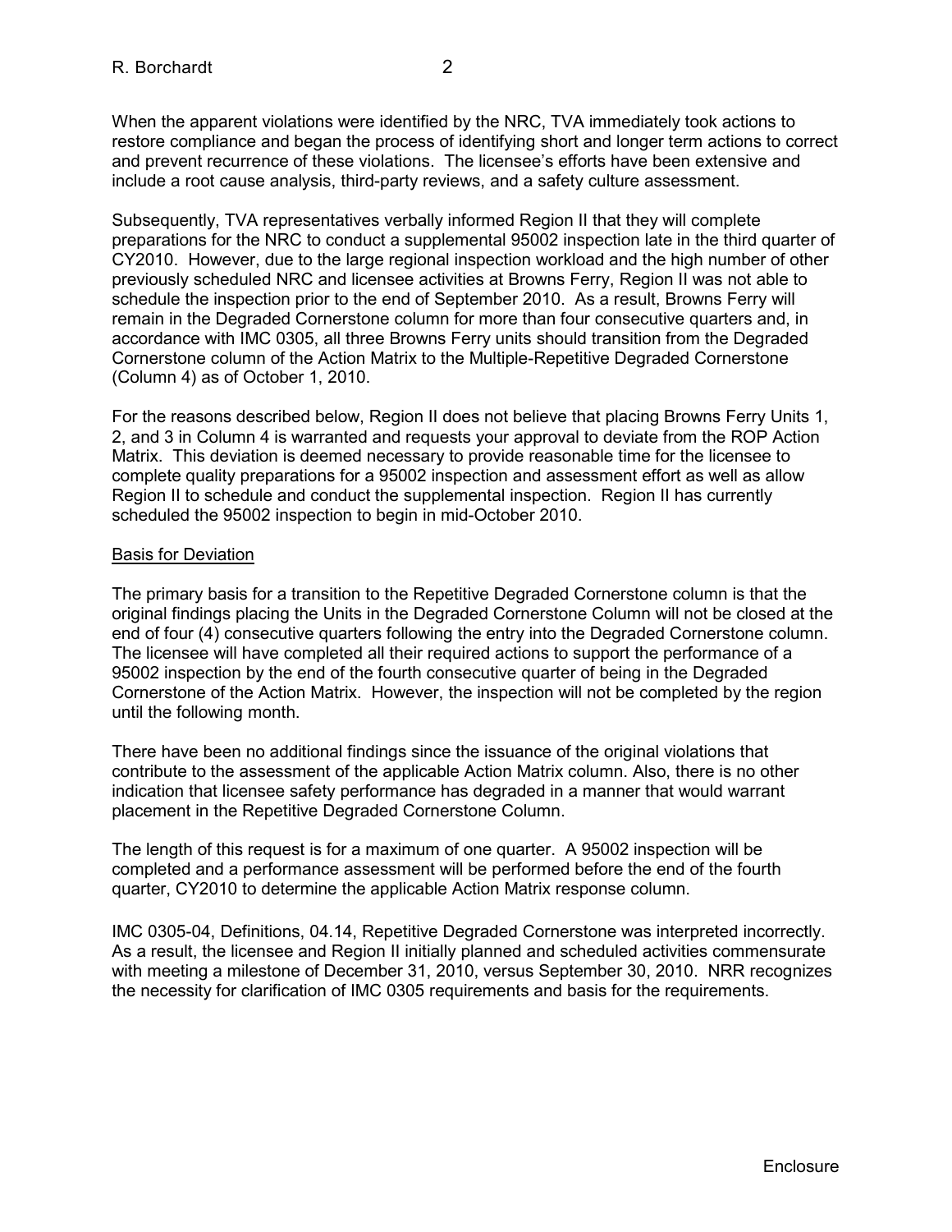When the apparent violations were identified by the NRC, TVA immediately took actions to restore compliance and began the process of identifying short and longer term actions to correct and prevent recurrence of these violations. The licensee's efforts have been extensive and include a root cause analysis, third-party reviews, and a safety culture assessment.

Subsequently, TVA representatives verbally informed Region II that they will complete preparations for the NRC to conduct a supplemental 95002 inspection late in the third quarter of CY2010. However, due to the large regional inspection workload and the high number of other previously scheduled NRC and licensee activities at Browns Ferry, Region II was not able to schedule the inspection prior to the end of September 2010. As a result, Browns Ferry will remain in the Degraded Cornerstone column for more than four consecutive quarters and, in accordance with IMC 0305, all three Browns Ferry units should transition from the Degraded Cornerstone column of the Action Matrix to the Multiple-Repetitive Degraded Cornerstone (Column 4) as of October 1, 2010.

For the reasons described below, Region II does not believe that placing Browns Ferry Units 1, 2, and 3 in Column 4 is warranted and requests your approval to deviate from the ROP Action Matrix. This deviation is deemed necessary to provide reasonable time for the licensee to complete quality preparations for a 95002 inspection and assessment effort as well as allow Region II to schedule and conduct the supplemental inspection. Region II has currently scheduled the 95002 inspection to begin in mid-October 2010.

Basis for Deviation

The primary basis for a transition to the Repetitive Degraded Cornerstone column is that the original findings placing the Units in the Degraded Cornerstone Column will not be closed at the end of four (4) consecutive quarters following the entry into the Degraded Cornerstone column. The licensee will have completed all their required actions to support the performance of a 95002 inspection by the end of the fourth consecutive quarter of being in the Degraded Cornerstone of the Action Matrix. However, the inspection will not be completed by the region until the following month.

There have been no additional findings since the issuance of the original violations that contribute to the assessment of the applicable Action Matrix column. Also, there is no other indication that licensee safety performance has degraded in a manner that would warrant placement in the Repetitive Degraded Cornerstone Column.

The length of this request is for a maximum of one quarter. A 95002 inspection will be completed and a performance assessment will be performed before the end of the fourth quarter, CY2010 to determine the applicable Action Matrix response column.

IMC 0305-04, Definitions, 04.14, Repetitive Degraded Cornerstone was interpreted incorrectly. As a result, the licensee and Region II initially planned and scheduled activities commensurate with meeting a milestone of December 31, 2010, versus September 30, 2010. NRR recognizes the necessity for clarification of IMC 0305 requirements and basis for the requirements.

Enclosure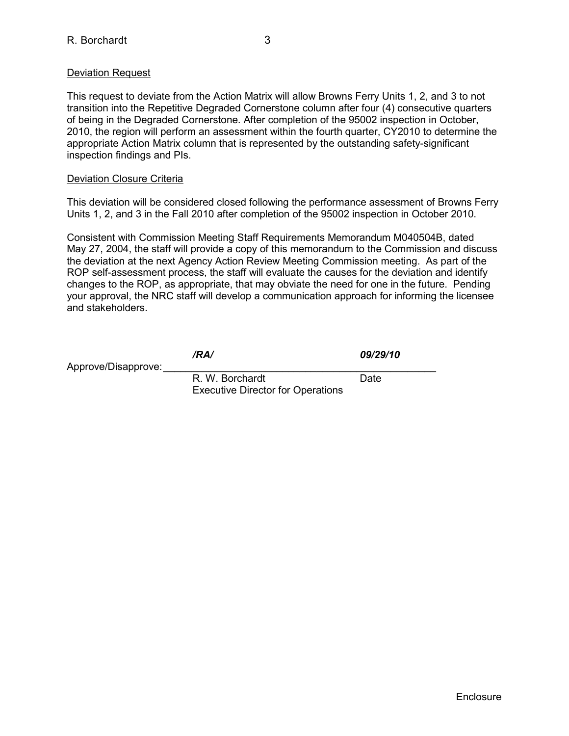Deviation Request

This request to deviate from the Action Matrix will allow Browns Ferry Units 1, 2, and 3 to not transition into the Repetitive Degraded Cornerstone column after four (4) consecutive quarters of being in the Degraded Cornerstone. After completion of the 95002 inspection in October, 2010, the region will perform an assessment within the fourth quarter, CY2010 to determine the appropriate Action Matrix column that is represented by the outstanding safety-significant inspection findings and PIs.

Deviation Closure Criteria

This deviation will be considered closed following the performance assessment of Browns Ferry Units 1, 2, and 3 in the Fall 2010 after completion of the 95002 inspection in October 2010.

Consistent with Commission Meeting Staff Requirements Memorandum M040504B, dated May 27, 2004, the staff will provide a copy of this memorandum to the Commission and discuss the deviation at the next Agency Action Review Meeting Commission meeting. As part of the ROP self-assessment process, the staff will evaluate the causes for the deviation and identify changes to the ROP, as appropriate, that may obviate the need for one in the future. Pending your approval, the NRC staff will develop a communication approach for informing the licensee and stakeholders.

Approve/Disapprove: ***/RA/*** ***09/29/10***

R. W. Borchardt Date
Executive Director for Operations

Enclosure